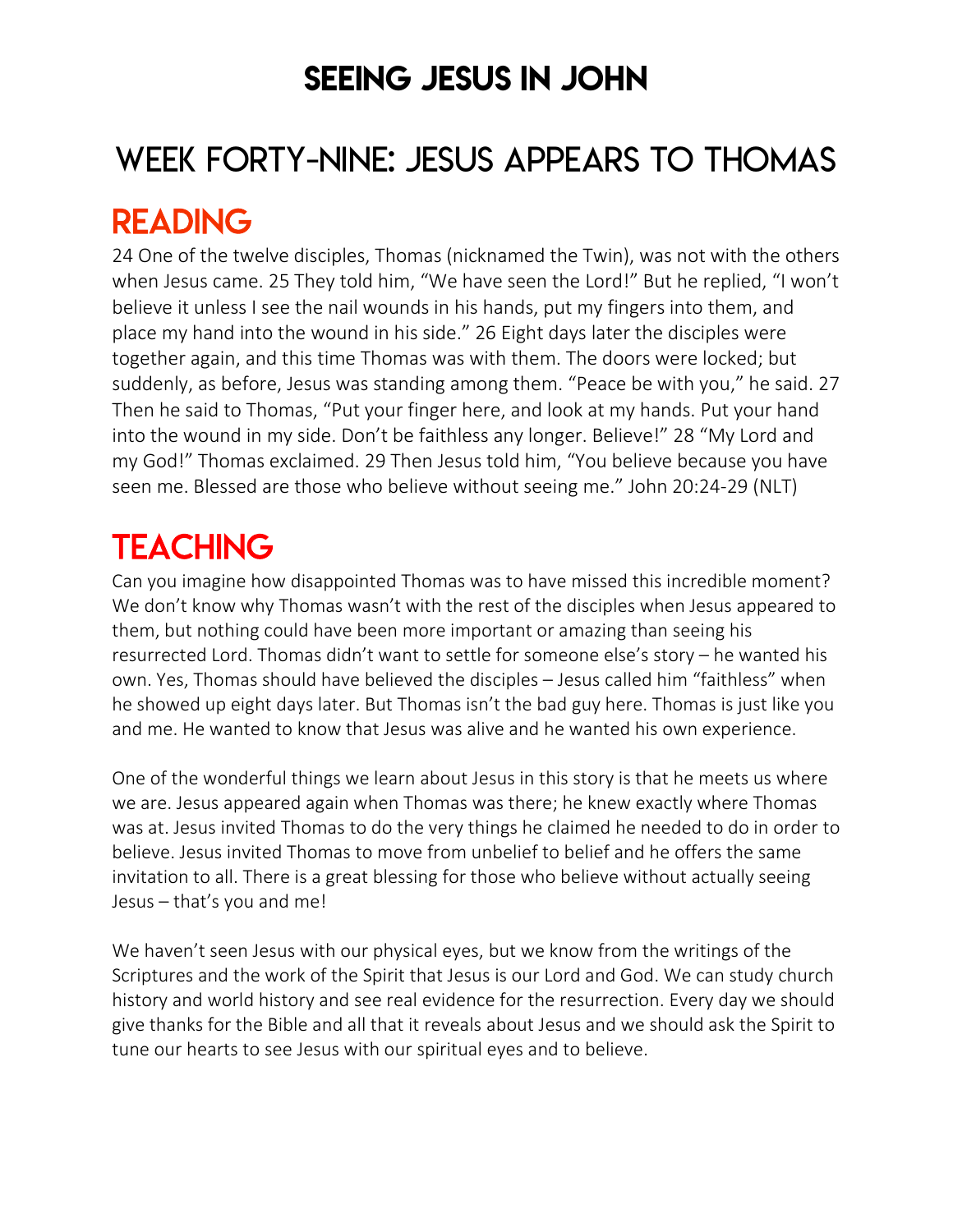# SEEING JESUS IN JOHN

## WEEK FORTY-NINE: JESUS APPEARS TO THOMAS

## READING

24 One of the twelve disciples, Thomas (nicknamed the Twin), was not with the others when Jesus came. 25 They told him, "We have seen the Lord!" But he replied, "I won't believe it unless I see the nail wounds in his hands, put my fingers into them, and place my hand into the wound in his side." 26 Eight days later the disciples were together again, and this time Thomas was with them. The doors were locked; but suddenly, as before, Jesus was standing among them. "Peace be with you," he said. 27 Then he said to Thomas, "Put your finger here, and look at my hands. Put your hand into the wound in my side. Don't be faithless any longer. Believe!" 28 "My Lord and my God!" Thomas exclaimed. 29 Then Jesus told him, "You believe because you have seen me. Blessed are those who believe without seeing me." John 20:24-29 (NLT)

## TEACHING

Can you imagine how disappointed Thomas was to have missed this incredible moment? We don't know why Thomas wasn't with the rest of the disciples when Jesus appeared to them, but nothing could have been more important or amazing than seeing his resurrected Lord. Thomas didn't want to settle for someone else's story – he wanted his own. Yes, Thomas should have believed the disciples – Jesus called him "faithless" when he showed up eight days later. But Thomas isn't the bad guy here. Thomas is just like you and me. He wanted to know that Jesus was alive and he wanted his own experience.

One of the wonderful things we learn about Jesus in this story is that he meets us where we are. Jesus appeared again when Thomas was there; he knew exactly where Thomas was at. Jesus invited Thomas to do the very things he claimed he needed to do in order to believe. Jesus invited Thomas to move from unbelief to belief and he offers the same invitation to all. There is a great blessing for those who believe without actually seeing Jesus – that's you and me!

We haven't seen Jesus with our physical eyes, but we know from the writings of the Scriptures and the work of the Spirit that Jesus is our Lord and God. We can study church history and world history and see real evidence for the resurrection. Every day we should give thanks for the Bible and all that it reveals about Jesus and we should ask the Spirit to tune our hearts to see Jesus with our spiritual eyes and to believe.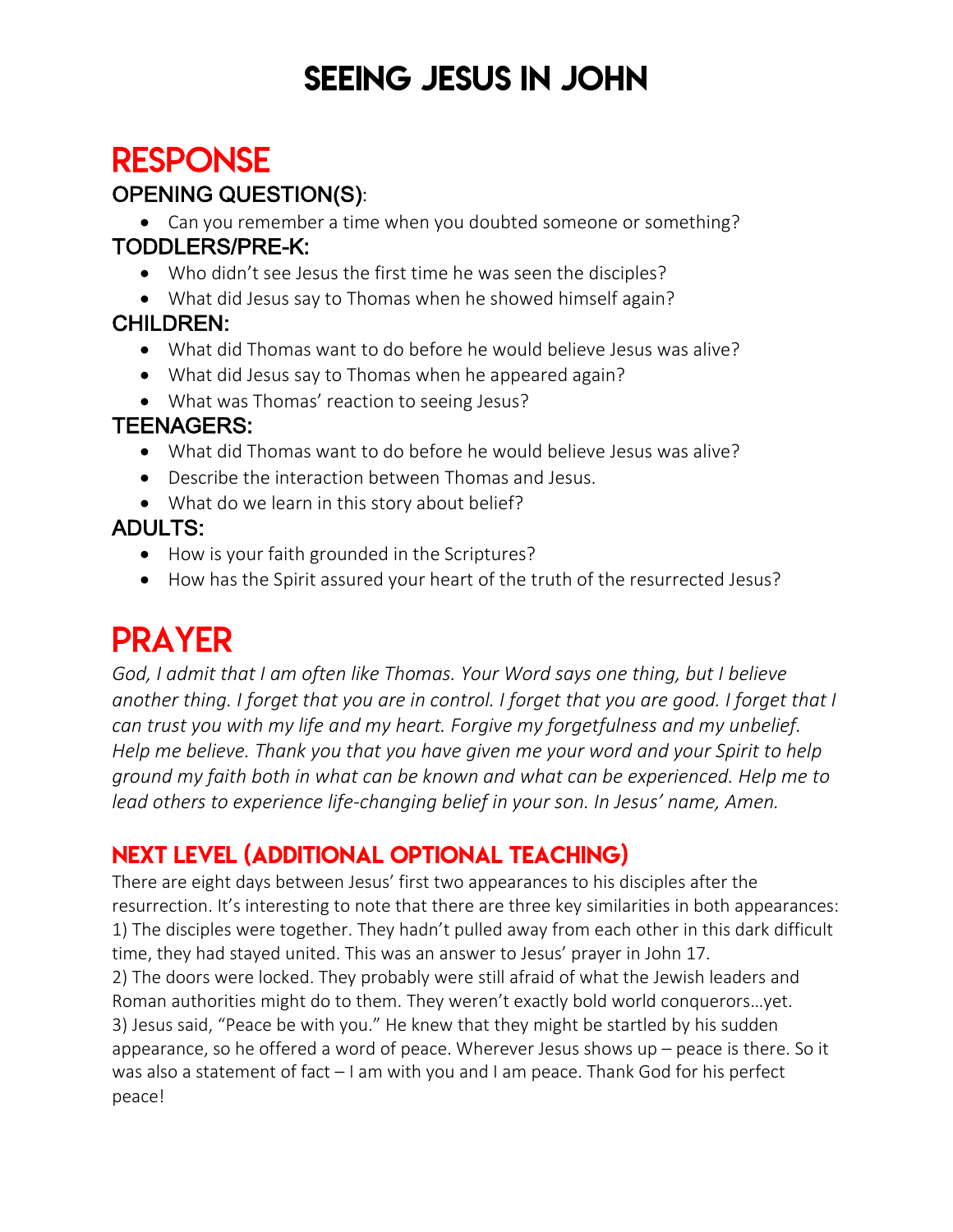# SEEING JESUS IN JOHN

## RESPONSE

### OPENING QUESTION(S):

- Can you remember a time when you doubted someone or something?

### TODDLERS/PRE-K:

- Who didn't see Jesus the first time he was seen the disciples?
- What did Jesus say to Thomas when he showed himself again?

### CHILDREN:

- What did Thomas want to do before he would believe Jesus was alive?
- What did Jesus say to Thomas when he appeared again?
- What was Thomas' reaction to seeing Jesus?

### TEENAGERS:

- What did Thomas want to do before he would believe Jesus was alive?
- Describe the interaction between Thomas and Jesus.
- What do we learn in this story about belief?

### ADULTS:

- How is your faith grounded in the Scriptures?
- How has the Spirit assured your heart of the truth of the resurrected Jesus?

## PRAYER

*God, I admit that I am often like Thomas. Your Word says one thing, but I believe another thing. I forget that you are in control. I forget that you are good. I forget that I can trust you with my life and my heart. Forgive my forgetfulness and my unbelief. Help me believe. Thank you that you have given me your word and your Spirit to help ground my faith both in what can be known and what can be experienced. Help me to lead others to experience life-changing belief in your son. In Jesus' name, Amen.*

### NEXT LEVEL (ADDITIONAL OPTIONAL TEACHING)

There are eight days between Jesus' first two appearances to his disciples after the resurrection. It's interesting to note that there are three key similarities in both appearances:
1) The disciples were together. They hadn't pulled away from each other in this dark difficult time, they had stayed united. This was an answer to Jesus' prayer in John 17.
2) The doors were locked. They probably were still afraid of what the Jewish leaders and Roman authorities might do to them. They weren't exactly bold world conquerors…yet.
3) Jesus said, "Peace be with you." He knew that they might be startled by his sudden appearance, so he offered a word of peace. Wherever Jesus shows up – peace is there. So it was also a statement of fact – I am with you and I am peace. Thank God for his perfect peace!